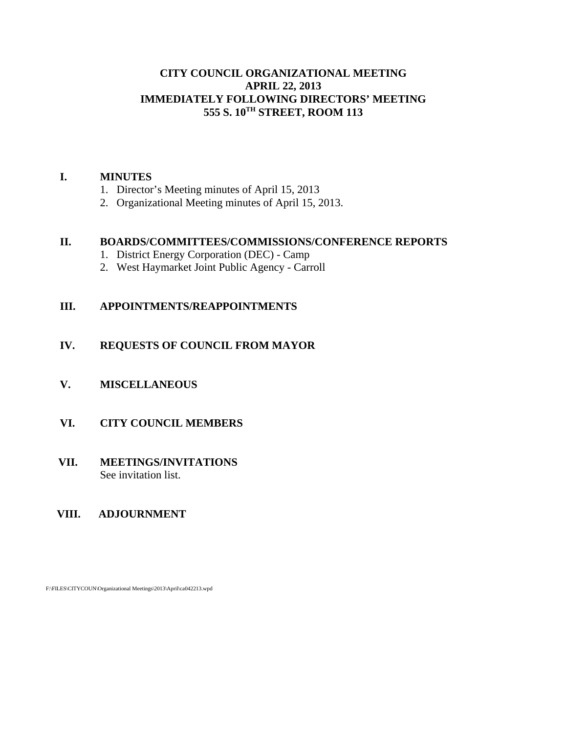# CITY COUNCIL ORGANIZATIONAL MEETING
# APRIL 22, 2013
# IMMEDIATELY FOLLOWING DIRECTORS' MEETING
# 555 S. 10TH STREET, ROOM 113

## I. MINUTES

1. Director's Meeting minutes of April 15, 2013
2. Organizational Meeting minutes of April 15, 2013.

## II. BOARDS/COMMITTEES/COMMISSIONS/CONFERENCE REPORTS

1. District Energy Corporation (DEC) - Camp
2. West Haymarket Joint Public Agency - Carroll

## III. APPOINTMENTS/REAPPOINTMENTS

## IV. REQUESTS OF COUNCIL FROM MAYOR

## V. MISCELLANEOUS

## VI. CITY COUNCIL MEMBERS

## VII. MEETINGS/INVITATIONS

See invitation list.

## VIII. ADJOURNMENT

F:\FILES\CITYCOUN\Organizational Meetings\2013\April\ca042213.wpd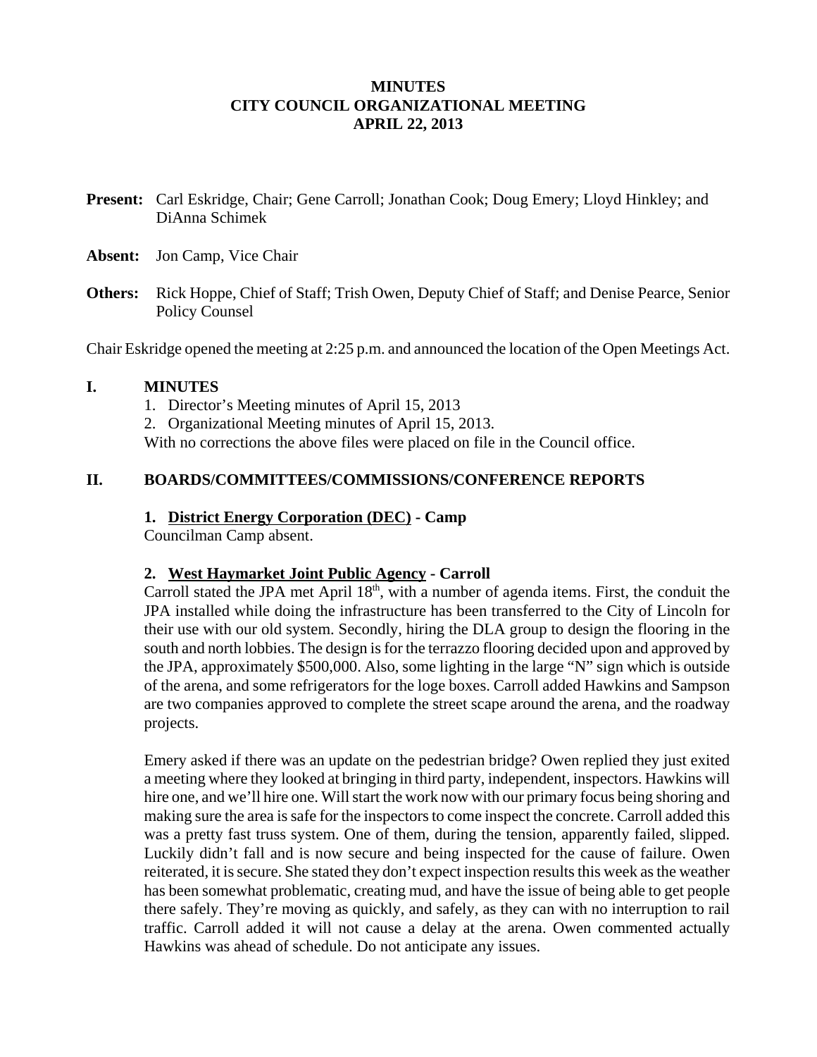# MINUTES
# CITY COUNCIL ORGANIZATIONAL MEETING
# APRIL 22, 2013

**Present:** Carl Eskridge, Chair; Gene Carroll; Jonathan Cook; Doug Emery; Lloyd Hinkley; and DiAnna Schimek

**Absent:** Jon Camp, Vice Chair

**Others:** Rick Hoppe, Chief of Staff; Trish Owen, Deputy Chief of Staff; and Denise Pearce, Senior Policy Counsel

Chair Eskridge opened the meeting at 2:25 p.m. and announced the location of the Open Meetings Act.

## I. MINUTES

1. Director's Meeting minutes of April 15, 2013
2. Organizational Meeting minutes of April 15, 2013.

With no corrections the above files were placed on file in the Council office.

## II. BOARDS/COMMITTEES/COMMISSIONS/CONFERENCE REPORTS

### 1. District Energy Corporation (DEC) - Camp

Councilman Camp absent.

### 2. West Haymarket Joint Public Agency - Carroll

Carroll stated the JPA met April 18th, with a number of agenda items. First, the conduit the JPA installed while doing the infrastructure has been transferred to the City of Lincoln for their use with our old system. Secondly, hiring the DLA group to design the flooring in the south and north lobbies. The design is for the terrazzo flooring decided upon and approved by the JPA, approximately $500,000. Also, some lighting in the large "N" sign which is outside of the arena, and some refrigerators for the loge boxes. Carroll added Hawkins and Sampson are two companies approved to complete the street scape around the arena, and the roadway projects.

Emery asked if there was an update on the pedestrian bridge? Owen replied they just exited a meeting where they looked at bringing in third party, independent, inspectors. Hawkins will hire one, and we'll hire one. Will start the work now with our primary focus being shoring and making sure the area is safe for the inspectors to come inspect the concrete. Carroll added this was a pretty fast truss system. One of them, during the tension, apparently failed, slipped. Luckily didn't fall and is now secure and being inspected for the cause of failure. Owen reiterated, it is secure. She stated they don't expect inspection results this week as the weather has been somewhat problematic, creating mud, and have the issue of being able to get people there safely. They're moving as quickly, and safely, as they can with no interruption to rail traffic. Carroll added it will not cause a delay at the arena. Owen commented actually Hawkins was ahead of schedule. Do not anticipate any issues.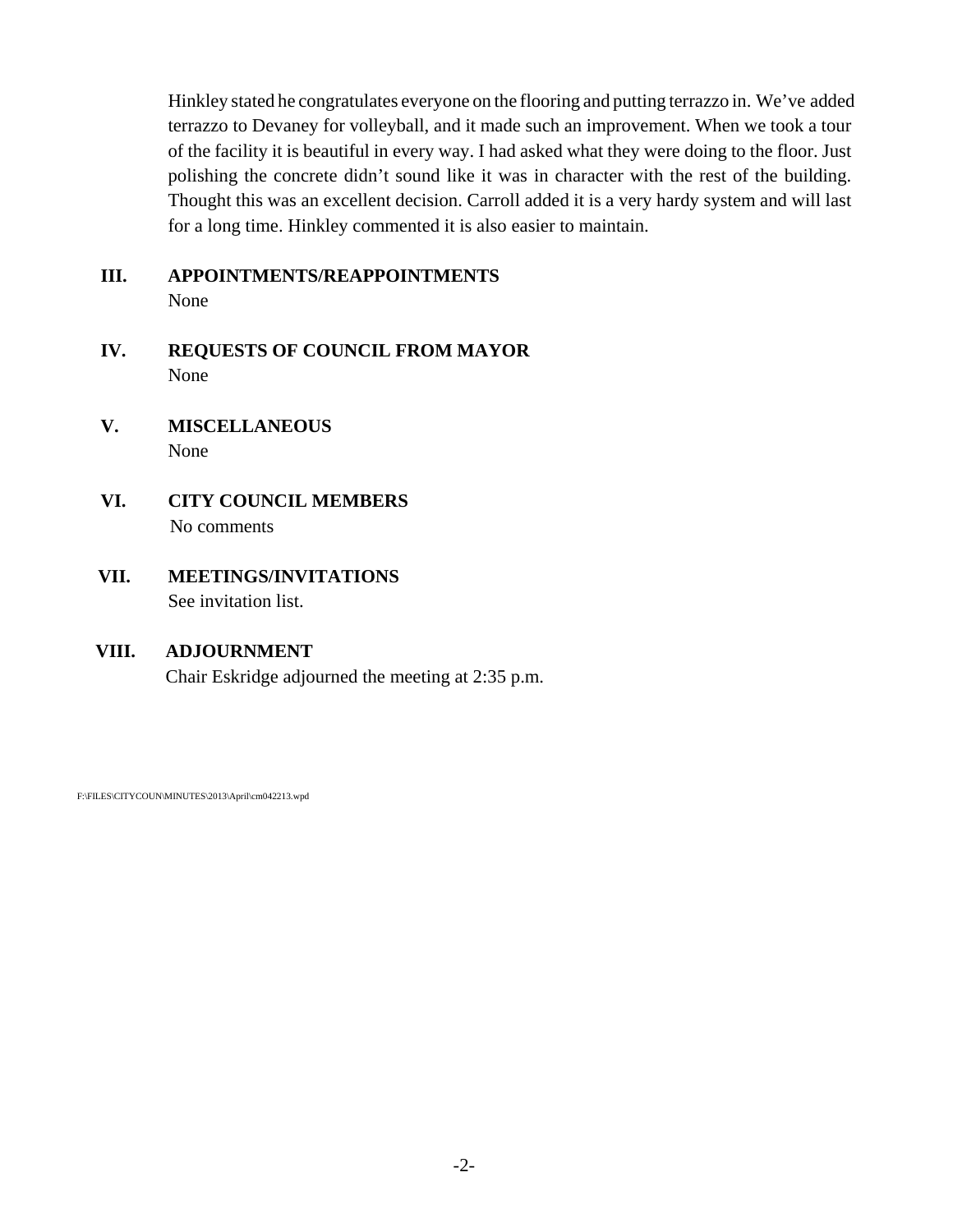Hinkley stated he congratulates everyone on the flooring and putting terrazzo in. We've added terrazzo to Devaney for volleyball, and it made such an improvement. When we took a tour of the facility it is beautiful in every way. I had asked what they were doing to the floor. Just polishing the concrete didn't sound like it was in character with the rest of the building. Thought this was an excellent decision. Carroll added it is a very hardy system and will last for a long time. Hinkley commented it is also easier to maintain.

## III. APPOINTMENTS/REAPPOINTMENTS

None

## IV. REQUESTS OF COUNCIL FROM MAYOR

None

## V. MISCELLANEOUS

None

## VI. CITY COUNCIL MEMBERS

No comments

## VII. MEETINGS/INVITATIONS

See invitation list.

## VIII. ADJOURNMENT

Chair Eskridge adjourned the meeting at 2:35 p.m.

F:\FILES\CITYCOUN\MINUTES\2013\April\cm042213.wpd